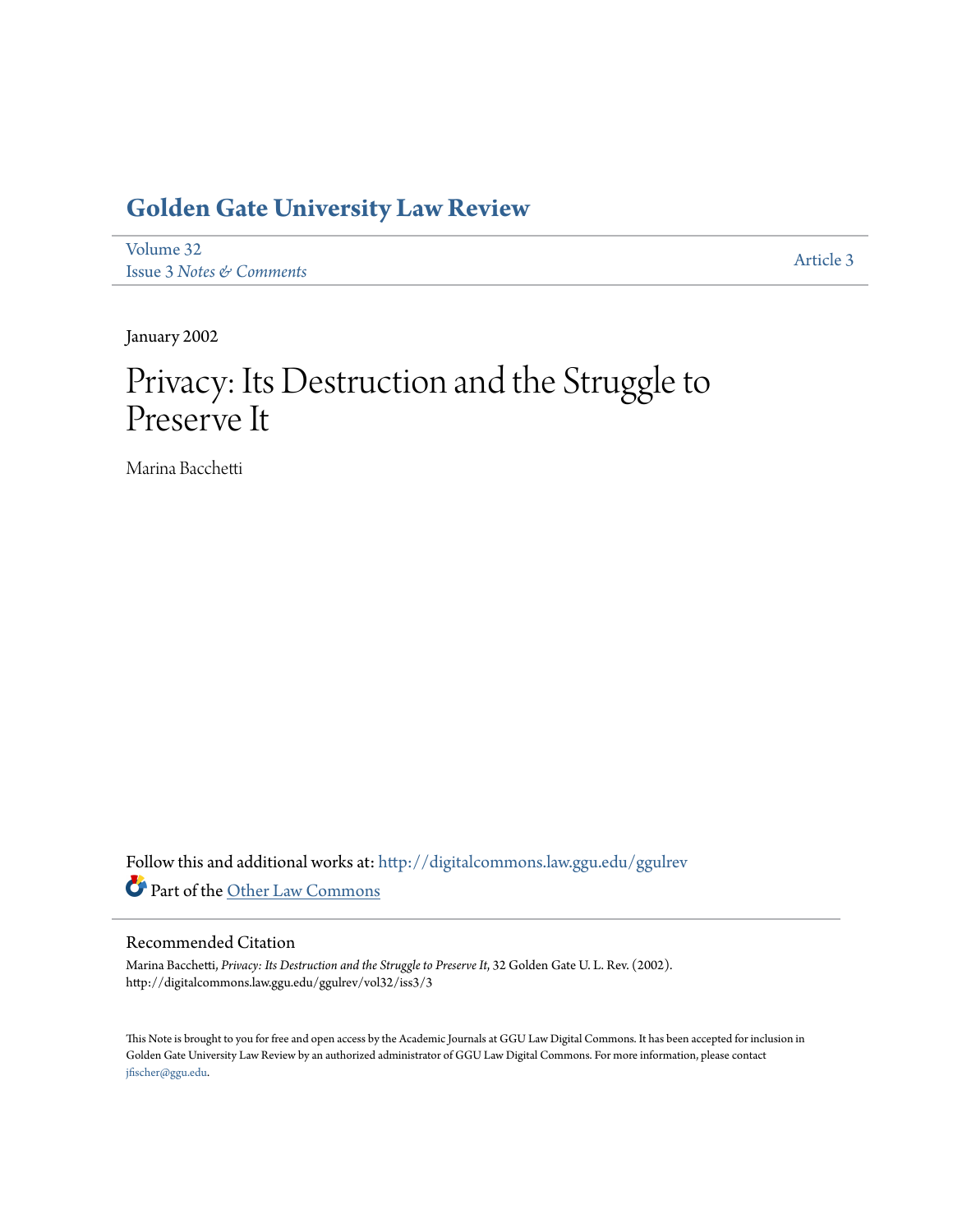# Golden Gate University Law Review

Volume 32
Issue 3 *Notes & Comments*

Article 3

January 2002

# Privacy: Its Destruction and the Struggle to Preserve It

Marina Bacchetti

Follow this and additional works at: http://digitalcommons.law.ggu.edu/ggulrev

Part of the Other Law Commons

## Recommended Citation

Marina Bacchetti, *Privacy: Its Destruction and the Struggle to Preserve It*, 32 Golden Gate U. L. Rev. (2002).
http://digitalcommons.law.ggu.edu/ggulrev/vol32/iss3/3

This Note is brought to you for free and open access by the Academic Journals at GGU Law Digital Commons. It has been accepted for inclusion in Golden Gate University Law Review by an authorized administrator of GGU Law Digital Commons. For more information, please contact jfischer@ggu.edu.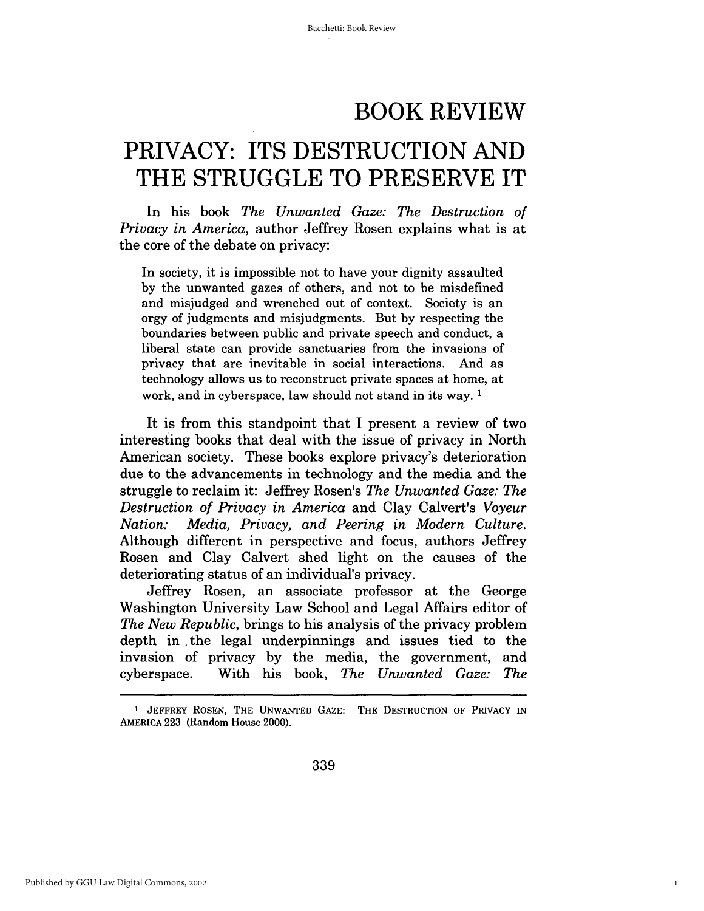# BOOK REVIEW

# PRIVACY: ITS DESTRUCTION AND THE STRUGGLE TO PRESERVE IT

In his book *The Unwanted Gaze: The Destruction of Privacy in America*, author Jeffrey Rosen explains what is at the core of the debate on privacy:

> In society, it is impossible not to have your dignity assaulted by the unwanted gazes of others, and not to be misdefined and misjudged and wrenched out of context. Society is an orgy of judgments and misjudgments. But by respecting the boundaries between public and private speech and conduct, a liberal state can provide sanctuaries from the invasions of privacy that are inevitable in social interactions. And as technology allows us to reconstruct private spaces at home, at work, and in cyberspace, law should not stand in its way. [1]

It is from this standpoint that I present a review of two interesting books that deal with the issue of privacy in North American society. These books explore privacy's deterioration due to the advancements in technology and the media and the struggle to reclaim it: Jeffrey Rosen's *The Unwanted Gaze: The Destruction of Privacy in America* and Clay Calvert's *Voyeur Nation: Media, Privacy, and Peering in Modern Culture*. Although different in perspective and focus, authors Jeffrey Rosen and Clay Calvert shed light on the causes of the deteriorating status of an individual's privacy.

Jeffrey Rosen, an associate professor at the George Washington University Law School and Legal Affairs editor of *The New Republic*, brings to his analysis of the privacy problem depth in the legal underpinnings and issues tied to the invasion of privacy by the media, the government, and cyberspace. With his book, *The Unwanted Gaze: The*

---

[1] JEFFREY ROSEN, THE UNWANTED GAZE: THE DESTRUCTION OF PRIVACY IN AMERICA 223 (Random House 2000).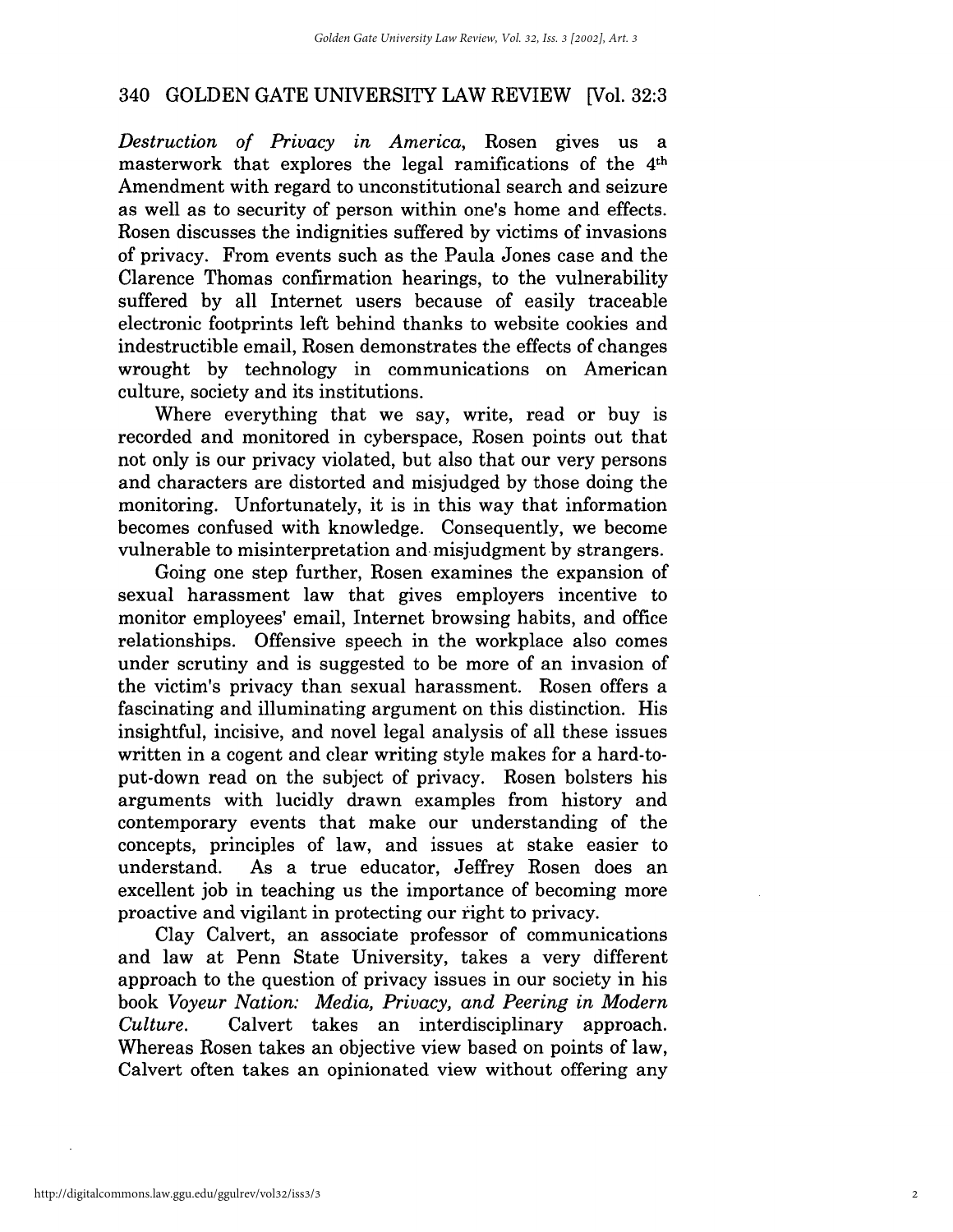*Destruction of Privacy in America*, Rosen gives us a masterwork that explores the legal ramifications of the 4th Amendment with regard to unconstitutional search and seizure as well as to security of person within one's home and effects. Rosen discusses the indignities suffered by victims of invasions of privacy. From events such as the Paula Jones case and the Clarence Thomas confirmation hearings, to the vulnerability suffered by all Internet users because of easily traceable electronic footprints left behind thanks to website cookies and indestructible email, Rosen demonstrates the effects of changes wrought by technology in communications on American culture, society and its institutions.

Where everything that we say, write, read or buy is recorded and monitored in cyberspace, Rosen points out that not only is our privacy violated, but also that our very persons and characters are distorted and misjudged by those doing the monitoring. Unfortunately, it is in this way that information becomes confused with knowledge. Consequently, we become vulnerable to misinterpretation and misjudgment by strangers.

Going one step further, Rosen examines the expansion of sexual harassment law that gives employers incentive to monitor employees' email, Internet browsing habits, and office relationships. Offensive speech in the workplace also comes under scrutiny and is suggested to be more of an invasion of the victim's privacy than sexual harassment. Rosen offers a fascinating and illuminating argument on this distinction. His insightful, incisive, and novel legal analysis of all these issues written in a cogent and clear writing style makes for a hard-to-put-down read on the subject of privacy. Rosen bolsters his arguments with lucidly drawn examples from history and contemporary events that make our understanding of the concepts, principles of law, and issues at stake easier to understand. As a true educator, Jeffrey Rosen does an excellent job in teaching us the importance of becoming more proactive and vigilant in protecting our right to privacy.

Clay Calvert, an associate professor of communications and law at Penn State University, takes a very different approach to the question of privacy issues in our society in his book *Voyeur Nation: Media, Privacy, and Peering in Modern Culture.* Calvert takes an interdisciplinary approach. Whereas Rosen takes an objective view based on points of law, Calvert often takes an opinionated view without offering any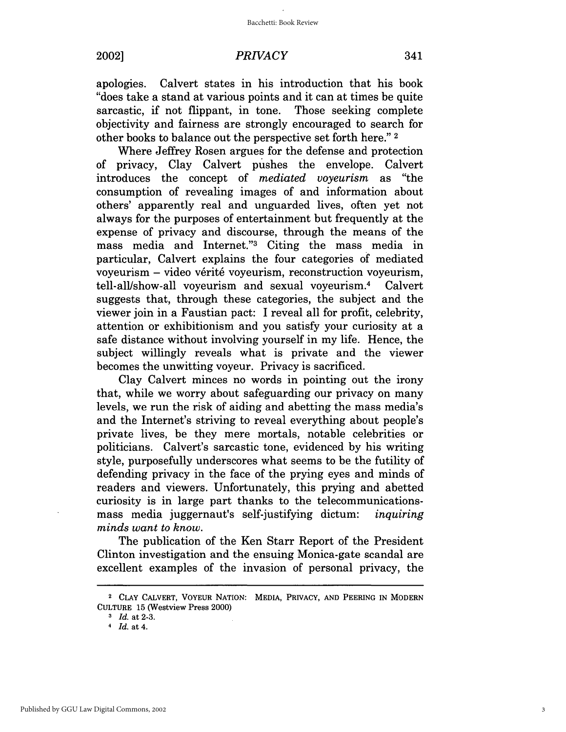apologies. Calvert states in his introduction that his book "does take a stand at various points and it can at times be quite sarcastic, if not flippant, in tone. Those seeking complete objectivity and fairness are strongly encouraged to search for other books to balance out the perspective set forth here." [2]

Where Jeffrey Rosen argues for the defense and protection of privacy, Clay Calvert pushes the envelope. Calvert introduces the concept of *mediated voyeurism* as "the consumption of revealing images of and information about others' apparently real and unguarded lives, often yet not always for the purposes of entertainment but frequently at the expense of privacy and discourse, through the means of the mass media and Internet."[3] Citing the mass media in particular, Calvert explains the four categories of mediated voyeurism – video vérité voyeurism, reconstruction voyeurism, tell-all/show-all voyeurism and sexual voyeurism.[4] Calvert suggests that, through these categories, the subject and the viewer join in a Faustian pact: I reveal all for profit, celebrity, attention or exhibitionism and you satisfy your curiosity at a safe distance without involving yourself in my life. Hence, the subject willingly reveals what is private and the viewer becomes the unwitting voyeur. Privacy is sacrificed.

Clay Calvert minces no words in pointing out the irony that, while we worry about safeguarding our privacy on many levels, we run the risk of aiding and abetting the mass media's and the Internet's striving to reveal everything about people's private lives, be they mere mortals, notable celebrities or politicians. Calvert's sarcastic tone, evidenced by his writing style, purposefully underscores what seems to be the futility of defending privacy in the face of the prying eyes and minds of readers and viewers. Unfortunately, this prying and abetted curiosity is in large part thanks to the telecommunications-mass media juggernaut's self-justifying dictum: *inquiring minds want to know.*

The publication of the Ken Starr Report of the President Clinton investigation and the ensuing Monica-gate scandal are excellent examples of the invasion of personal privacy, the

---

[2] CLAY CALVERT, VOYEUR NATION: MEDIA, PRIVACY, AND PEERING IN MODERN CULTURE 15 (Westview Press 2000)

[3] *Id.* at 2-3.

[4] *Id.* at 4.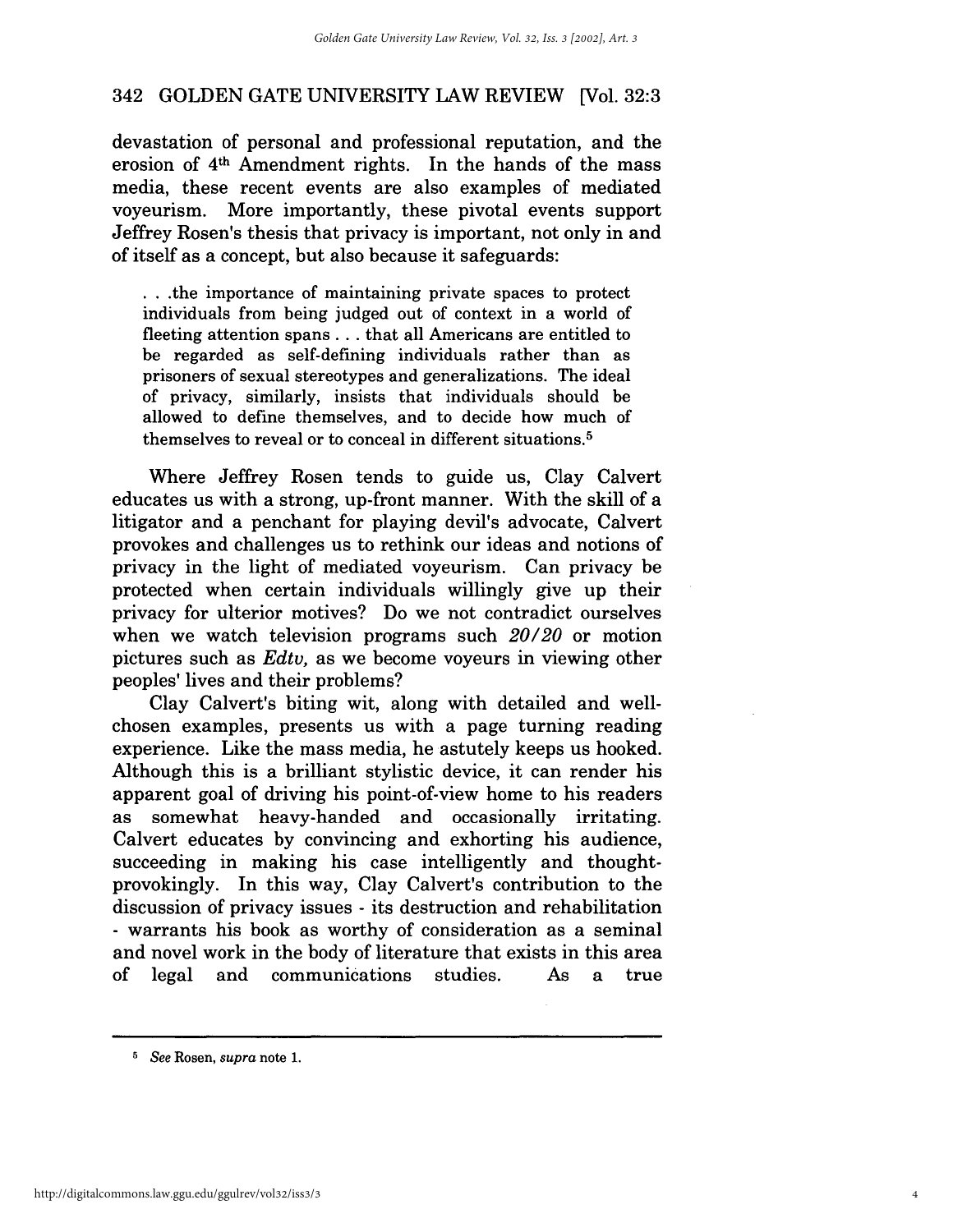devastation of personal and professional reputation, and the erosion of 4th Amendment rights. In the hands of the mass media, these recent events are also examples of mediated voyeurism. More importantly, these pivotal events support Jeffrey Rosen's thesis that privacy is important, not only in and of itself as a concept, but also because it safeguards:

> . . .the importance of maintaining private spaces to protect individuals from being judged out of context in a world of fleeting attention spans . . . that all Americans are entitled to be regarded as self-defining individuals rather than as prisoners of sexual stereotypes and generalizations. The ideal of privacy, similarly, insists that individuals should be allowed to define themselves, and to decide how much of themselves to reveal or to conceal in different situations.[5]

Where Jeffrey Rosen tends to guide us, Clay Calvert educates us with a strong, up-front manner. With the skill of a litigator and a penchant for playing devil's advocate, Calvert provokes and challenges us to rethink our ideas and notions of privacy in the light of mediated voyeurism. Can privacy be protected when certain individuals willingly give up their privacy for ulterior motives? Do we not contradict ourselves when we watch television programs such *20/20* or motion pictures such as *Edtv,* as we become voyeurs in viewing other peoples' lives and their problems?

Clay Calvert's biting wit, along with detailed and well-chosen examples, presents us with a page turning reading experience. Like the mass media, he astutely keeps us hooked. Although this is a brilliant stylistic device, it can render his apparent goal of driving his point-of-view home to his readers as somewhat heavy-handed and occasionally irritating. Calvert educates by convincing and exhorting his audience, succeeding in making his case intelligently and thought-provokingly. In this way, Clay Calvert's contribution to the discussion of privacy issues - its destruction and rehabilitation - warrants his book as worthy of consideration as a seminal and novel work in the body of literature that exists in this area of legal and communications studies. As a true

---

[5] *See* Rosen, *supra* note 1.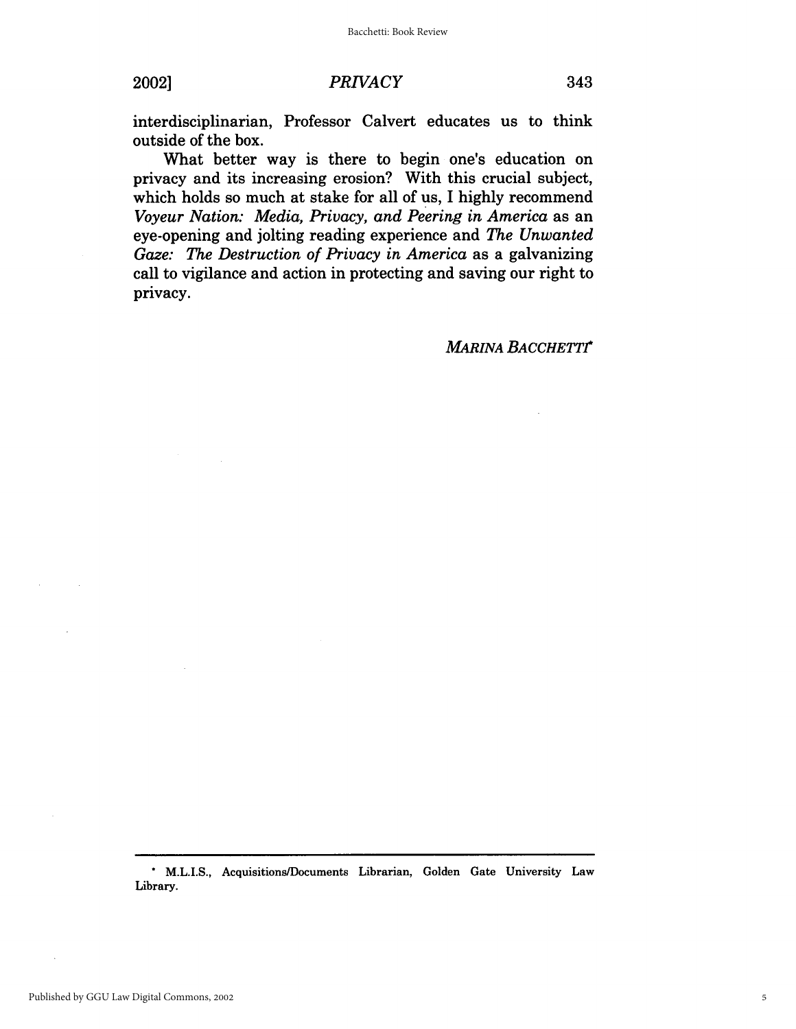interdisciplinarian, Professor Calvert educates us to think outside of the box.

What better way is there to begin one's education on privacy and its increasing erosion? With this crucial subject, which holds so much at stake for all of us, I highly recommend *Voyeur Nation: Media, Privacy, and Peering in America* as an eye-opening and jolting reading experience and *The Unwanted Gaze: The Destruction of Privacy in America* as a galvanizing call to vigilance and action in protecting and saving our right to privacy.

*MARINA BACCHETTI**

---

\* M.L.I.S., Acquisitions/Documents Librarian, Golden Gate University Law Library.